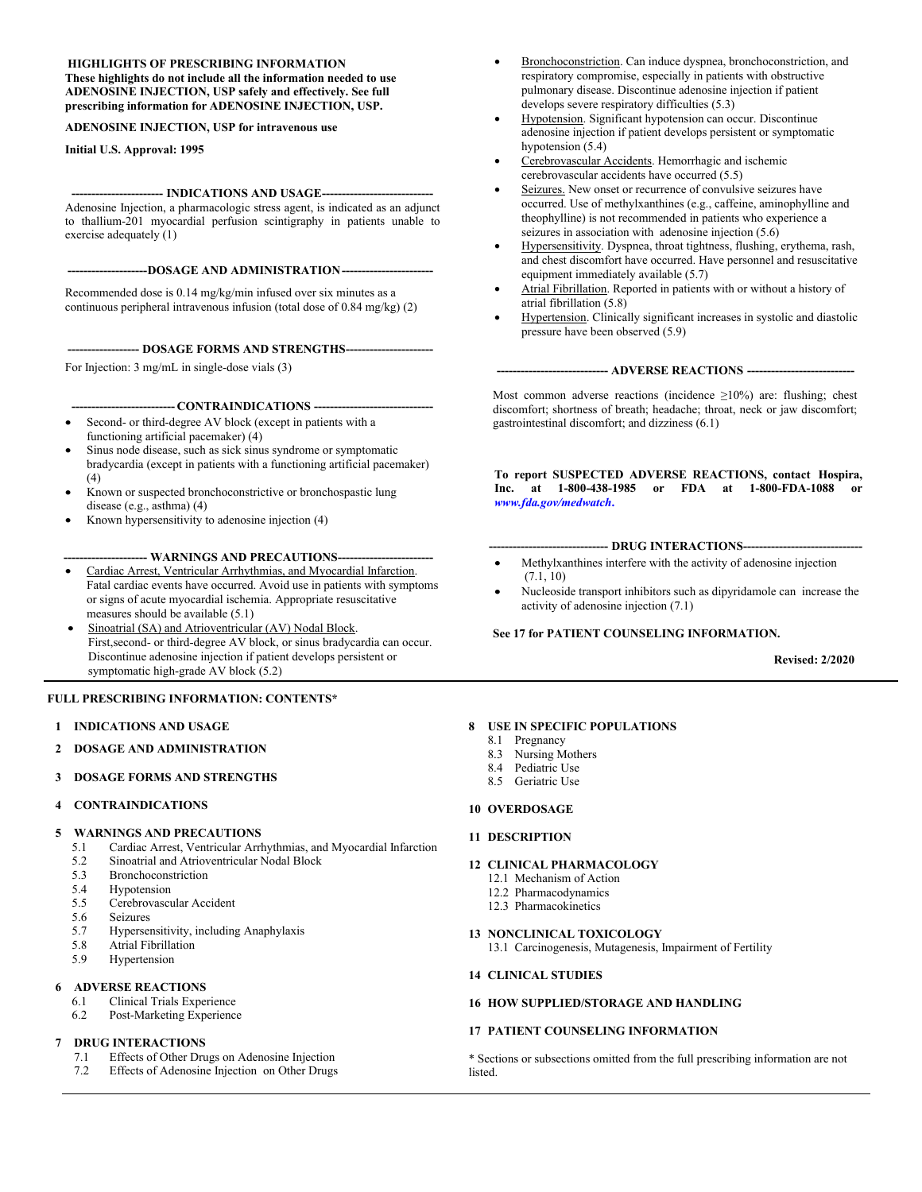**HIGHLIGHTS OF PRESCRIBING INFORMATION**
**These highlights do not include all the information needed to use ADENOSINE INJECTION, USP safely and effectively. See full prescribing information for ADENOSINE INJECTION, USP.**

**ADENOSINE INJECTION, USP for intravenous use**

**Initial U.S. Approval: 1995**

## INDICATIONS AND USAGE

Adenosine Injection, a pharmacologic stress agent, is indicated as an adjunct to thallium-201 myocardial perfusion scintigraphy in patients unable to exercise adequately (1)

## DOSAGE AND ADMINISTRATION

Recommended dose is 0.14 mg/kg/min infused over six minutes as a continuous peripheral intravenous infusion (total dose of 0.84 mg/kg) (2)

## DOSAGE FORMS AND STRENGTHS

For Injection: 3 mg/mL in single-dose vials (3)

## CONTRAINDICATIONS

- Second- or third-degree AV block (except in patients with a functioning artificial pacemaker) (4)
- Sinus node disease, such as sick sinus syndrome or symptomatic bradycardia (except in patients with a functioning artificial pacemaker) (4)
- Known or suspected bronchoconstrictive or bronchospastic lung disease (e.g., asthma) (4)
- Known hypersensitivity to adenosine injection (4)

## WARNINGS AND PRECAUTIONS

- Cardiac Arrest, Ventricular Arrhythmias, and Myocardial Infarction. Fatal cardiac events have occurred. Avoid use in patients with symptoms or signs of acute myocardial ischemia. Appropriate resuscitative measures should be available (5.1)
- Sinoatrial (SA) and Atrioventricular (AV) Nodal Block. First,second- or third-degree AV block, or sinus bradycardia can occur. Discontinue adenosine injection if patient develops persistent or symptomatic high-grade AV block (5.2)
- Bronchoconstriction. Can induce dyspnea, bronchoconstriction, and respiratory compromise, especially in patients with obstructive pulmonary disease. Discontinue adenosine injection if patient develops severe respiratory difficulties (5.3)
- Hypotension. Significant hypotension can occur. Discontinue adenosine injection if patient develops persistent or symptomatic hypotension (5.4)
- Cerebrovascular Accidents. Hemorrhagic and ischemic cerebrovascular accidents have occurred (5.5)
- Seizures. New onset or recurrence of convulsive seizures have occurred. Use of methylxanthines (e.g., caffeine, aminophylline and theophylline) is not recommended in patients who experience a seizures in association with adenosine injection (5.6)
- Hypersensitivity. Dyspnea, throat tightness, flushing, erythema, rash, and chest discomfort have occurred. Have personnel and resuscitative equipment immediately available (5.7)
- Atrial Fibrillation. Reported in patients with or without a history of atrial fibrillation (5.8)
- Hypertension. Clinically significant increases in systolic and diastolic pressure have been observed (5.9)

## ADVERSE REACTIONS

Most common adverse reactions (incidence ≥10%) are: flushing; chest discomfort; shortness of breath; headache; throat, neck or jaw discomfort; gastrointestinal discomfort; and dizziness (6.1)

**To report SUSPECTED ADVERSE REACTIONS, contact Hospira, Inc. at 1-800-438-1985 or FDA at 1-800-FDA-1088 or *www.fda.gov/medwatch*.**

## DRUG INTERACTIONS

- Methylxanthines interfere with the activity of adenosine injection (7.1, 10)
- Nucleoside transport inhibitors such as dipyridamole can increase the activity of adenosine injection (7.1)

**See 17 for PATIENT COUNSELING INFORMATION.**

**Revised: 2/2020**

---

## FULL PRESCRIBING INFORMATION: CONTENTS*

**1 INDICATIONS AND USAGE**

**2 DOSAGE AND ADMINISTRATION**

**3 DOSAGE FORMS AND STRENGTHS**

**4 CONTRAINDICATIONS**

**5 WARNINGS AND PRECAUTIONS**
- 5.1 Cardiac Arrest, Ventricular Arrhythmias, and Myocardial Infarction
- 5.2 Sinoatrial and Atrioventricular Nodal Block
- 5.3 Bronchoconstriction
- 5.4 Hypotension
- 5.5 Cerebrovascular Accident
- 5.6 Seizures
- 5.7 Hypersensitivity, including Anaphylaxis
- 5.8 Atrial Fibrillation
- 5.9 Hypertension

**6 ADVERSE REACTIONS**
- 6.1 Clinical Trials Experience
- 6.2 Post-Marketing Experience

**7 DRUG INTERACTIONS**
- 7.1 Effects of Other Drugs on Adenosine Injection
- 7.2 Effects of Adenosine Injection on Other Drugs

**8 USE IN SPECIFIC POPULATIONS**
- 8.1 Pregnancy
- 8.3 Nursing Mothers
- 8.4 Pediatric Use
- 8.5 Geriatric Use

**10 OVERDOSAGE**

**11 DESCRIPTION**

**12 CLINICAL PHARMACOLOGY**
- 12.1 Mechanism of Action
- 12.2 Pharmacodynamics
- 12.3 Pharmacokinetics

**13 NONCLINICAL TOXICOLOGY**
- 13.1 Carcinogenesis, Mutagenesis, Impairment of Fertility

**14 CLINICAL STUDIES**

**16 HOW SUPPLIED/STORAGE AND HANDLING**

**17 PATIENT COUNSELING INFORMATION**

\* Sections or subsections omitted from the full prescribing information are not listed.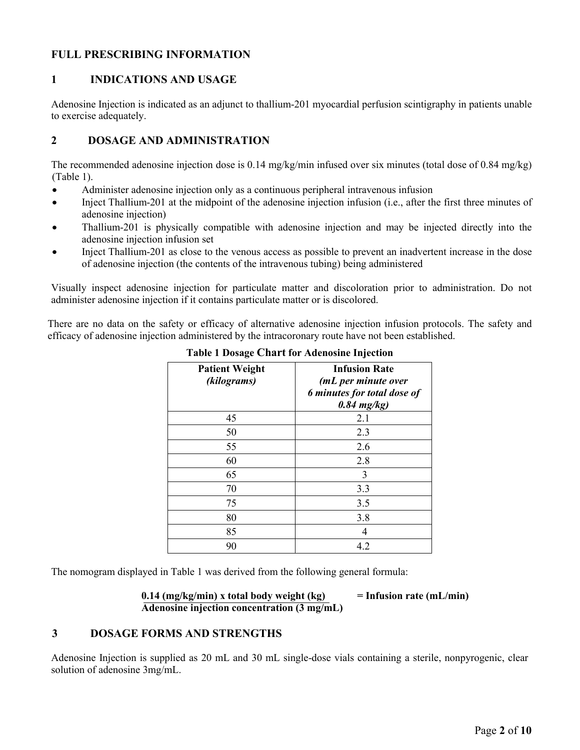# FULL PRESCRIBING INFORMATION

## 1 INDICATIONS AND USAGE

Adenosine Injection is indicated as an adjunct to thallium-201 myocardial perfusion scintigraphy in patients unable to exercise adequately.

## 2 DOSAGE AND ADMINISTRATION

The recommended adenosine injection dose is 0.14 mg/kg/min infused over six minutes (total dose of 0.84 mg/kg) (Table 1).

- Administer adenosine injection only as a continuous peripheral intravenous infusion
- Inject Thallium-201 at the midpoint of the adenosine injection infusion (i.e., after the first three minutes of adenosine injection)
- Thallium-201 is physically compatible with adenosine injection and may be injected directly into the adenosine injection infusion set
- Inject Thallium-201 as close to the venous access as possible to prevent an inadvertent increase in the dose of adenosine injection (the contents of the intravenous tubing) being administered

Visually inspect adenosine injection for particulate matter and discoloration prior to administration. Do not administer adenosine injection if it contains particulate matter or is discolored.

There are no data on the safety or efficacy of alternative adenosine injection infusion protocols. The safety and efficacy of adenosine injection administered by the intracoronary route have not been established.

**Table 1 Dosage Chart for Adenosine Injection**

| **Patient Weight** *(kilograms)* | **Infusion Rate** *(mL per minute over 6 minutes for total dose of 0.84 mg/kg)* |
|---|---|
| 45 | 2.1 |
| 50 | 2.3 |
| 55 | 2.6 |
| 60 | 2.8 |
| 65 | 3 |
| 70 | 3.3 |
| 75 | 3.5 |
| 80 | 3.8 |
| 85 | 4 |
| 90 | 4.2 |

The nomogram displayed in Table 1 was derived from the following general formula:

$$\frac{0.14 \text{ (mg/kg/min) x total body weight (kg)}}{\text{Adenosine injection concentration (3 mg/mL)}} = \text{Infusion rate (mL/min)}$$

## 3 DOSAGE FORMS AND STRENGTHS

Adenosine Injection is supplied as 20 mL and 30 mL single-dose vials containing a sterile, nonpyrogenic, clear solution of adenosine 3mg/mL.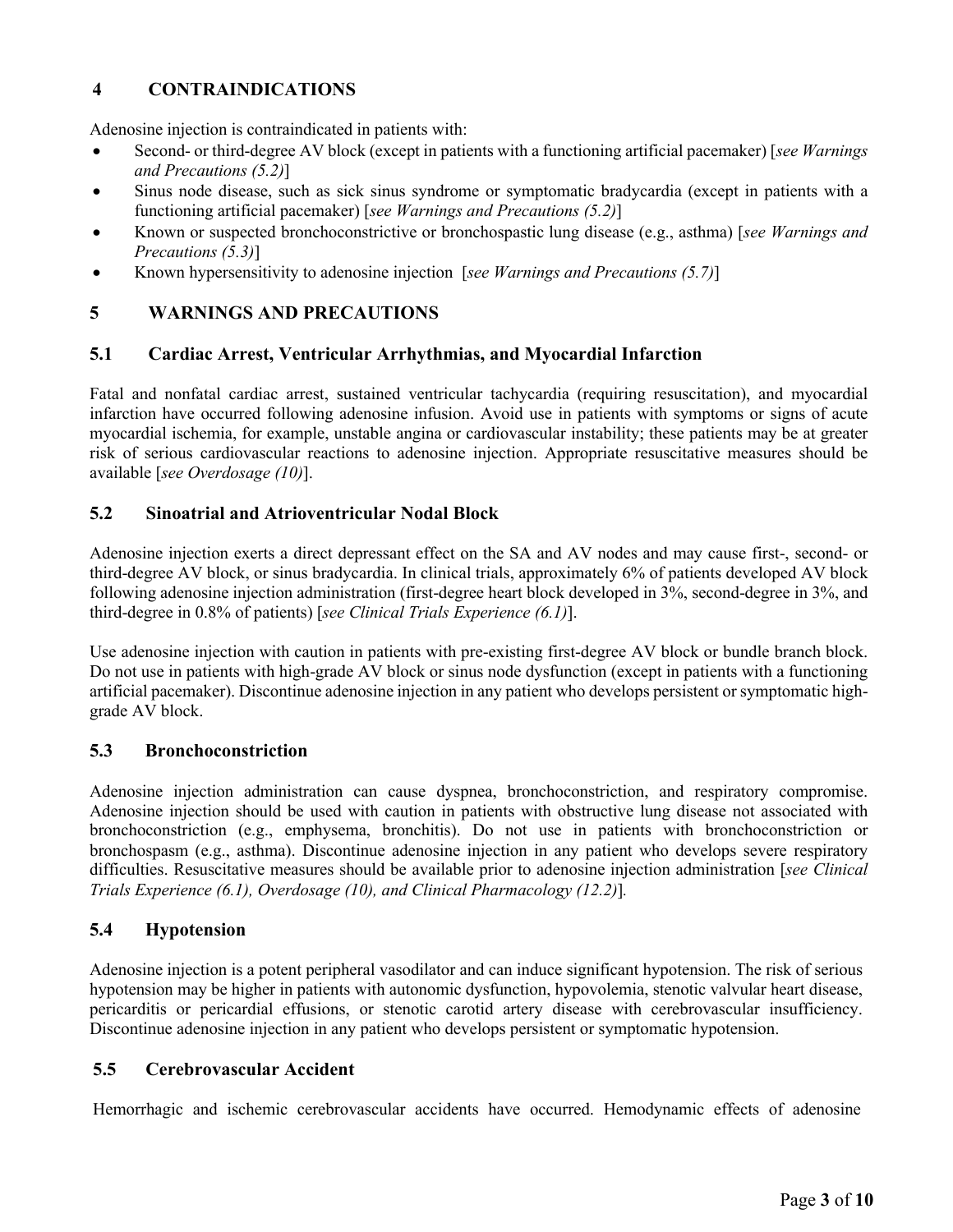## 4 CONTRAINDICATIONS

Adenosine injection is contraindicated in patients with:

- Second- or third-degree AV block (except in patients with a functioning artificial pacemaker) [*see Warnings and Precautions (5.2)*]
- Sinus node disease, such as sick sinus syndrome or symptomatic bradycardia (except in patients with a functioning artificial pacemaker) [*see Warnings and Precautions (5.2)*]
- Known or suspected bronchoconstrictive or bronchospastic lung disease (e.g., asthma) [*see Warnings and Precautions (5.3)*]
- Known hypersensitivity to adenosine injection [*see Warnings and Precautions (5.7)*]

## 5 WARNINGS AND PRECAUTIONS

### 5.1 Cardiac Arrest, Ventricular Arrhythmias, and Myocardial Infarction

Fatal and nonfatal cardiac arrest, sustained ventricular tachycardia (requiring resuscitation), and myocardial infarction have occurred following adenosine infusion. Avoid use in patients with symptoms or signs of acute myocardial ischemia, for example, unstable angina or cardiovascular instability; these patients may be at greater risk of serious cardiovascular reactions to adenosine injection. Appropriate resuscitative measures should be available [*see Overdosage (10)*].

### 5.2 Sinoatrial and Atrioventricular Nodal Block

Adenosine injection exerts a direct depressant effect on the SA and AV nodes and may cause first-, second- or third-degree AV block, or sinus bradycardia. In clinical trials, approximately 6% of patients developed AV block following adenosine injection administration (first-degree heart block developed in 3%, second-degree in 3%, and third-degree in 0.8% of patients) [*see Clinical Trials Experience (6.1)*].

Use adenosine injection with caution in patients with pre-existing first-degree AV block or bundle branch block. Do not use in patients with high-grade AV block or sinus node dysfunction (except in patients with a functioning artificial pacemaker). Discontinue adenosine injection in any patient who develops persistent or symptomatic high-grade AV block.

### 5.3 Bronchoconstriction

Adenosine injection administration can cause dyspnea, bronchoconstriction, and respiratory compromise. Adenosine injection should be used with caution in patients with obstructive lung disease not associated with bronchoconstriction (e.g., emphysema, bronchitis). Do not use in patients with bronchoconstriction or bronchospasm (e.g., asthma). Discontinue adenosine injection in any patient who develops severe respiratory difficulties. Resuscitative measures should be available prior to adenosine injection administration [*see Clinical Trials Experience (6.1), Overdosage (10), and Clinical Pharmacology (12.2)*].

### 5.4 Hypotension

Adenosine injection is a potent peripheral vasodilator and can induce significant hypotension. The risk of serious hypotension may be higher in patients with autonomic dysfunction, hypovolemia, stenotic valvular heart disease, pericarditis or pericardial effusions, or stenotic carotid artery disease with cerebrovascular insufficiency. Discontinue adenosine injection in any patient who develops persistent or symptomatic hypotension.

### 5.5 Cerebrovascular Accident

Hemorrhagic and ischemic cerebrovascular accidents have occurred. Hemodynamic effects of adenosine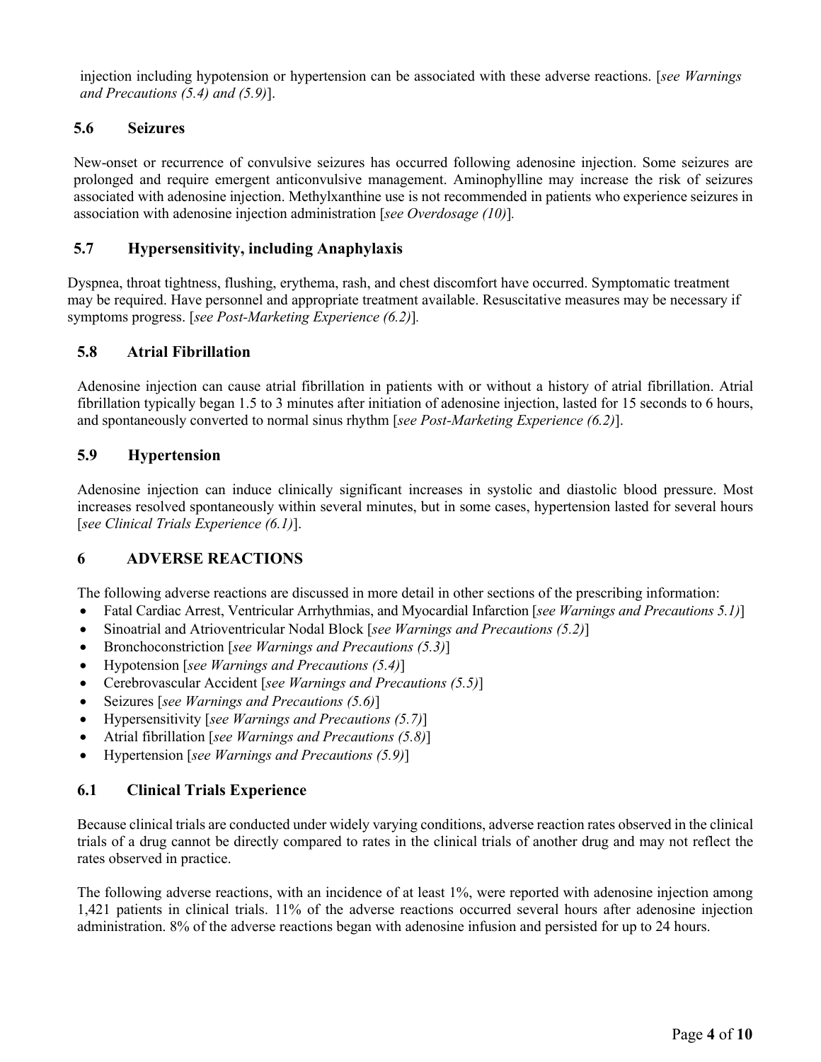injection including hypotension or hypertension can be associated with these adverse reactions. [*see Warnings and Precautions (5.4) and (5.9)*].

## 5.6 Seizures

New-onset or recurrence of convulsive seizures has occurred following adenosine injection. Some seizures are prolonged and require emergent anticonvulsive management. Aminophylline may increase the risk of seizures associated with adenosine injection. Methylxanthine use is not recommended in patients who experience seizures in association with adenosine injection administration [*see Overdosage (10)*].

## 5.7 Hypersensitivity, including Anaphylaxis

Dyspnea, throat tightness, flushing, erythema, rash, and chest discomfort have occurred. Symptomatic treatment may be required. Have personnel and appropriate treatment available. Resuscitative measures may be necessary if symptoms progress. [*see Post-Marketing Experience (6.2)*].

## 5.8 Atrial Fibrillation

Adenosine injection can cause atrial fibrillation in patients with or without a history of atrial fibrillation. Atrial fibrillation typically began 1.5 to 3 minutes after initiation of adenosine injection, lasted for 15 seconds to 6 hours, and spontaneously converted to normal sinus rhythm [*see Post-Marketing Experience (6.2)*].

## 5.9 Hypertension

Adenosine injection can induce clinically significant increases in systolic and diastolic blood pressure. Most increases resolved spontaneously within several minutes, but in some cases, hypertension lasted for several hours [*see Clinical Trials Experience (6.1)*].

# 6 ADVERSE REACTIONS

The following adverse reactions are discussed in more detail in other sections of the prescribing information:

- Fatal Cardiac Arrest, Ventricular Arrhythmias, and Myocardial Infarction [*see Warnings and Precautions 5.1)*]
- Sinoatrial and Atrioventricular Nodal Block [*see Warnings and Precautions (5.2)*]
- Bronchoconstriction [*see Warnings and Precautions (5.3)*]
- Hypotension [*see Warnings and Precautions (5.4)*]
- Cerebrovascular Accident [*see Warnings and Precautions (5.5)*]
- Seizures [*see Warnings and Precautions (5.6)*]
- Hypersensitivity [*see Warnings and Precautions (5.7)*]
- Atrial fibrillation [*see Warnings and Precautions (5.8)*]
- Hypertension [*see Warnings and Precautions (5.9)*]

## 6.1 Clinical Trials Experience

Because clinical trials are conducted under widely varying conditions, adverse reaction rates observed in the clinical trials of a drug cannot be directly compared to rates in the clinical trials of another drug and may not reflect the rates observed in practice.

The following adverse reactions, with an incidence of at least 1%, were reported with adenosine injection among 1,421 patients in clinical trials. 11% of the adverse reactions occurred several hours after adenosine injection administration. 8% of the adverse reactions began with adenosine infusion and persisted for up to 24 hours.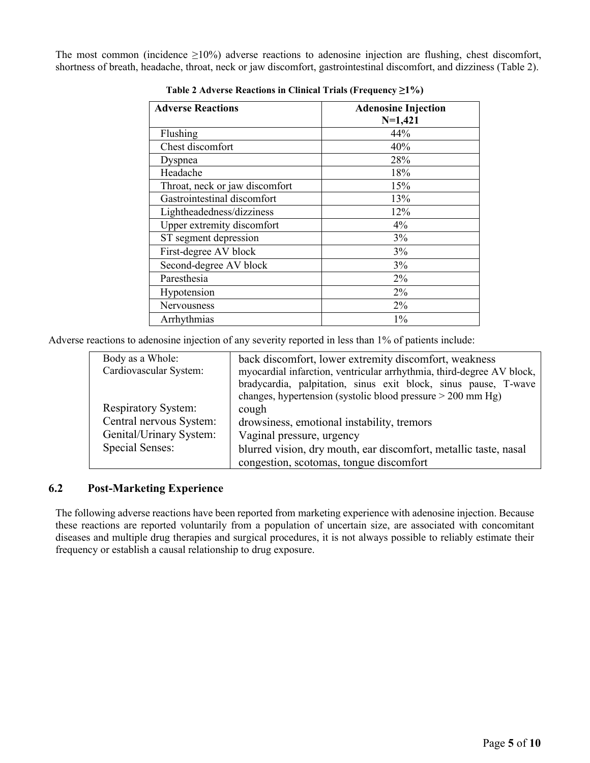The most common (incidence ≥10%) adverse reactions to adenosine injection are flushing, chest discomfort, shortness of breath, headache, throat, neck or jaw discomfort, gastrointestinal discomfort, and dizziness (Table 2).

**Table 2 Adverse Reactions in Clinical Trials (Frequency ≥1%)**

| Adverse Reactions | Adenosine Injection N=1,421 |
| --- | --- |
| Flushing | 44% |
| Chest discomfort | 40% |
| Dyspnea | 28% |
| Headache | 18% |
| Throat, neck or jaw discomfort | 15% |
| Gastrointestinal discomfort | 13% |
| Lightheadedness/dizziness | 12% |
| Upper extremity discomfort | 4% |
| ST segment depression | 3% |
| First-degree AV block | 3% |
| Second-degree AV block | 3% |
| Paresthesia | 2% |
| Hypotension | 2% |
| Nervousness | 2% |
| Arrhythmias | 1% |

Adverse reactions to adenosine injection of any severity reported in less than 1% of patients include:

| | |
| --- | --- |
| Body as a Whole: | back discomfort, lower extremity discomfort, weakness |
| Cardiovascular System: | myocardial infarction, ventricular arrhythmia, third-degree AV block, bradycardia, palpitation, sinus exit block, sinus pause, T-wave changes, hypertension (systolic blood pressure > 200 mm Hg) |
| Respiratory System: | cough |
| Central nervous System: | drowsiness, emotional instability, tremors |
| Genital/Urinary System: | Vaginal pressure, urgency |
| Special Senses: | blurred vision, dry mouth, ear discomfort, metallic taste, nasal congestion, scotomas, tongue discomfort |

## 6.2 Post-Marketing Experience

The following adverse reactions have been reported from marketing experience with adenosine injection. Because these reactions are reported voluntarily from a population of uncertain size, are associated with concomitant diseases and multiple drug therapies and surgical procedures, it is not always possible to reliably estimate their frequency or establish a causal relationship to drug exposure.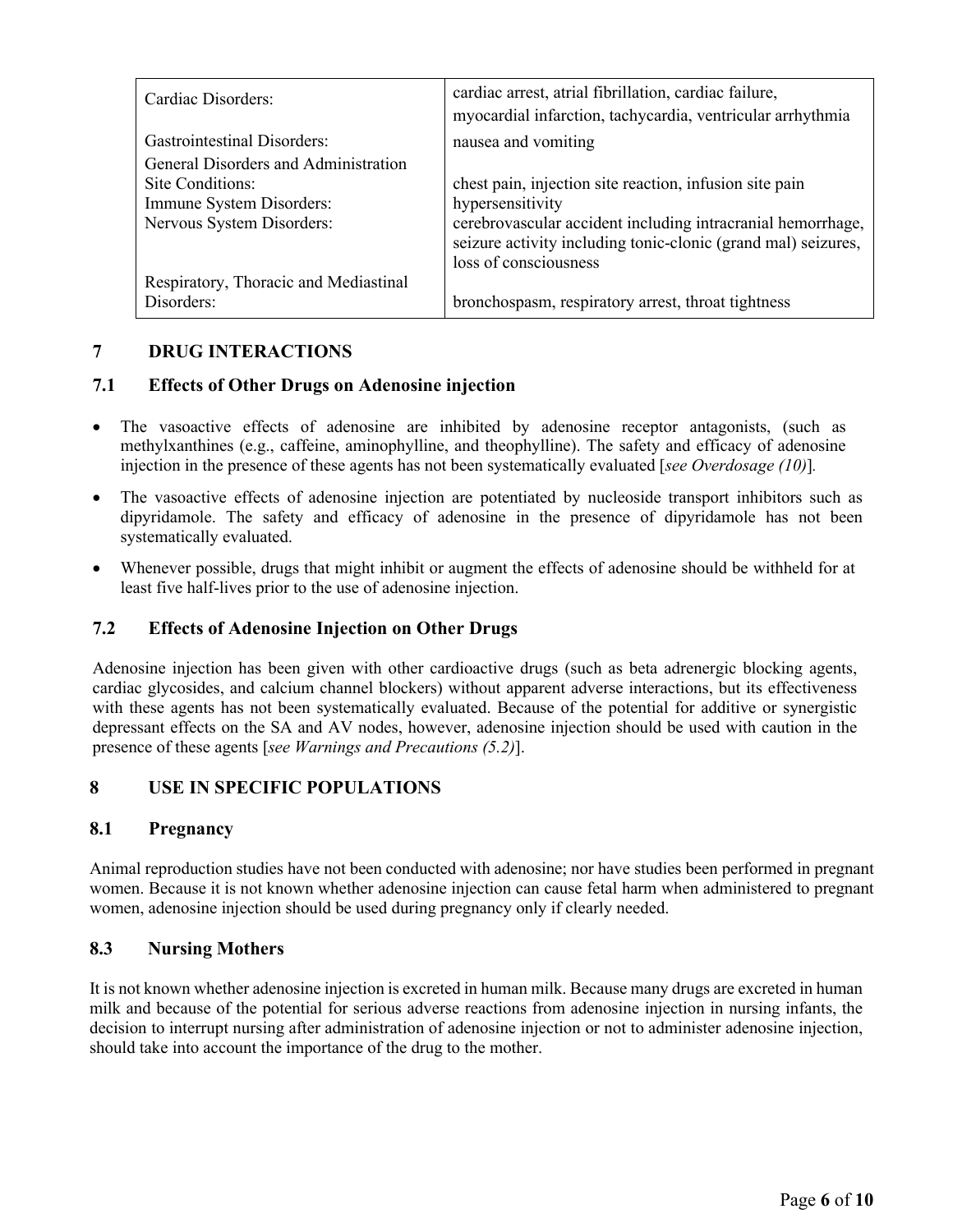| | |
|---|---|
| Cardiac Disorders: | cardiac arrest, atrial fibrillation, cardiac failure, myocardial infarction, tachycardia, ventricular arrhythmia |
| Gastrointestinal Disorders: | nausea and vomiting |
| General Disorders and Administration Site Conditions: | chest pain, injection site reaction, infusion site pain |
| Immune System Disorders: | hypersensitivity |
| Nervous System Disorders: | cerebrovascular accident including intracranial hemorrhage, seizure activity including tonic-clonic (grand mal) seizures, loss of consciousness |
| Respiratory, Thoracic and Mediastinal Disorders: | bronchospasm, respiratory arrest, throat tightness |

## 7 DRUG INTERACTIONS

### 7.1 Effects of Other Drugs on Adenosine injection

- The vasoactive effects of adenosine are inhibited by adenosine receptor antagonists, (such as methylxanthines (e.g., caffeine, aminophylline, and theophylline). The safety and efficacy of adenosine injection in the presence of these agents has not been systematically evaluated [*see Overdosage (10)*].
- The vasoactive effects of adenosine injection are potentiated by nucleoside transport inhibitors such as dipyridamole. The safety and efficacy of adenosine in the presence of dipyridamole has not been systematically evaluated.
- Whenever possible, drugs that might inhibit or augment the effects of adenosine should be withheld for at least five half-lives prior to the use of adenosine injection.

### 7.2 Effects of Adenosine Injection on Other Drugs

Adenosine injection has been given with other cardioactive drugs (such as beta adrenergic blocking agents, cardiac glycosides, and calcium channel blockers) without apparent adverse interactions, but its effectiveness with these agents has not been systematically evaluated. Because of the potential for additive or synergistic depressant effects on the SA and AV nodes, however, adenosine injection should be used with caution in the presence of these agents [*see Warnings and Precautions (5.2)*].

## 8 USE IN SPECIFIC POPULATIONS

### 8.1 Pregnancy

Animal reproduction studies have not been conducted with adenosine; nor have studies been performed in pregnant women. Because it is not known whether adenosine injection can cause fetal harm when administered to pregnant women, adenosine injection should be used during pregnancy only if clearly needed.

### 8.3 Nursing Mothers

It is not known whether adenosine injection is excreted in human milk. Because many drugs are excreted in human milk and because of the potential for serious adverse reactions from adenosine injection in nursing infants, the decision to interrupt nursing after administration of adenosine injection or not to administer adenosine injection, should take into account the importance of the drug to the mother.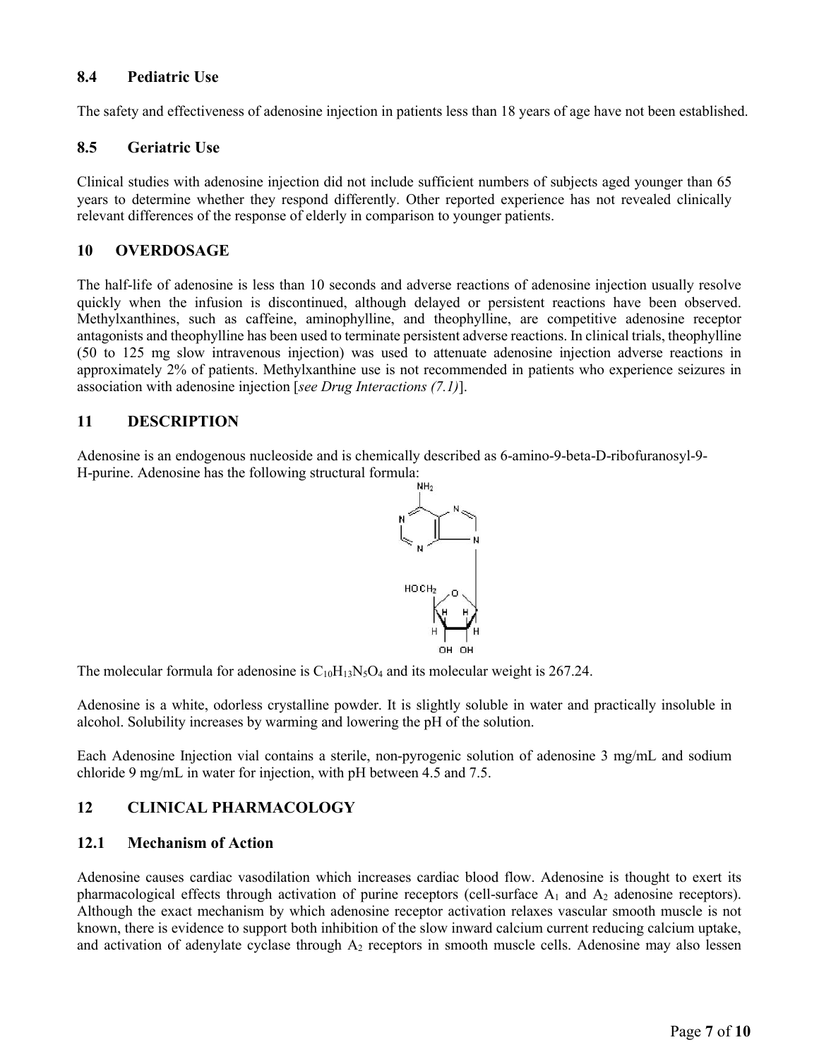## 8.4 Pediatric Use

The safety and effectiveness of adenosine injection in patients less than 18 years of age have not been established.

## 8.5 Geriatric Use

Clinical studies with adenosine injection did not include sufficient numbers of subjects aged younger than 65 years to determine whether they respond differently. Other reported experience has not revealed clinically relevant differences of the response of elderly in comparison to younger patients.

# 10 OVERDOSAGE

The half-life of adenosine is less than 10 seconds and adverse reactions of adenosine injection usually resolve quickly when the infusion is discontinued, although delayed or persistent reactions have been observed. Methylxanthines, such as caffeine, aminophylline, and theophylline, are competitive adenosine receptor antagonists and theophylline has been used to terminate persistent adverse reactions. In clinical trials, theophylline (50 to 125 mg slow intravenous injection) was used to attenuate adenosine injection adverse reactions in approximately 2% of patients. Methylxanthine use is not recommended in patients who experience seizures in association with adenosine injection [*see Drug Interactions (7.1)*].

# 11 DESCRIPTION

Adenosine is an endogenous nucleoside and is chemically described as 6-amino-9-beta-D-ribofuranosyl-9-H-purine. Adenosine has the following structural formula:

The molecular formula for adenosine is $C_{10}H_{13}N_5O_4$ and its molecular weight is 267.24.

Adenosine is a white, odorless crystalline powder. It is slightly soluble in water and practically insoluble in alcohol. Solubility increases by warming and lowering the pH of the solution.

Each Adenosine Injection vial contains a sterile, non-pyrogenic solution of adenosine 3 mg/mL and sodium chloride 9 mg/mL in water for injection, with pH between 4.5 and 7.5.

# 12 CLINICAL PHARMACOLOGY

## 12.1 Mechanism of Action

Adenosine causes cardiac vasodilation which increases cardiac blood flow. Adenosine is thought to exert its pharmacological effects through activation of purine receptors (cell-surface $A_1$ and $A_2$ adenosine receptors). Although the exact mechanism by which adenosine receptor activation relaxes vascular smooth muscle is not known, there is evidence to support both inhibition of the slow inward calcium current reducing calcium uptake, and activation of adenylate cyclase through $A_2$ receptors in smooth muscle cells. Adenosine may also lessen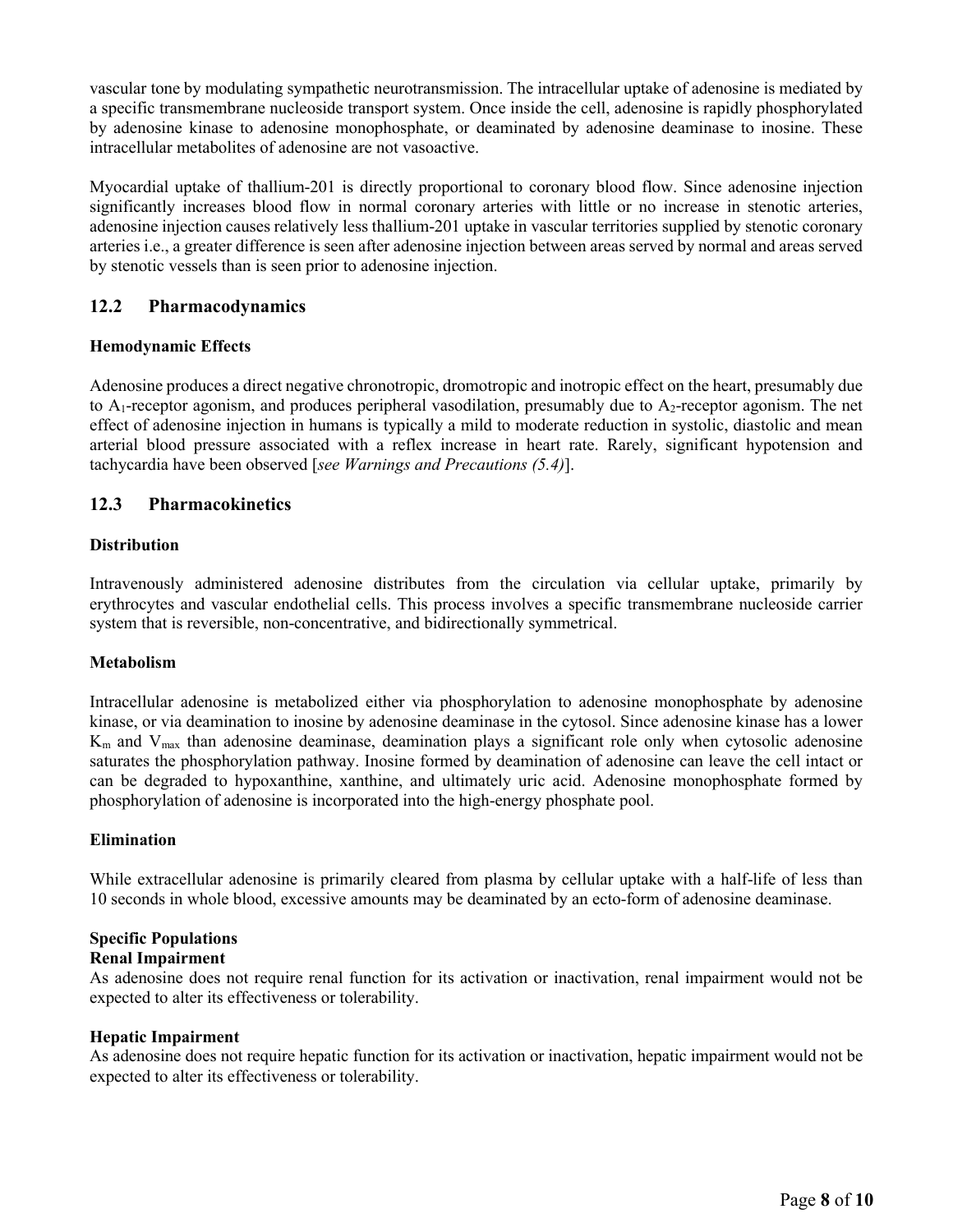vascular tone by modulating sympathetic neurotransmission. The intracellular uptake of adenosine is mediated by a specific transmembrane nucleoside transport system. Once inside the cell, adenosine is rapidly phosphorylated by adenosine kinase to adenosine monophosphate, or deaminated by adenosine deaminase to inosine. These intracellular metabolites of adenosine are not vasoactive.

Myocardial uptake of thallium-201 is directly proportional to coronary blood flow. Since adenosine injection significantly increases blood flow in normal coronary arteries with little or no increase in stenotic arteries, adenosine injection causes relatively less thallium-201 uptake in vascular territories supplied by stenotic coronary arteries i.e., a greater difference is seen after adenosine injection between areas served by normal and areas served by stenotic vessels than is seen prior to adenosine injection.

## 12.2 Pharmacodynamics

**Hemodynamic Effects**

Adenosine produces a direct negative chronotropic, dromotropic and inotropic effect on the heart, presumably due to $A_1$-receptor agonism, and produces peripheral vasodilation, presumably due to $A_2$-receptor agonism. The net effect of adenosine injection in humans is typically a mild to moderate reduction in systolic, diastolic and mean arterial blood pressure associated with a reflex increase in heart rate. Rarely, significant hypotension and tachycardia have been observed [*see Warnings and Precautions (5.4)*].

## 12.3 Pharmacokinetics

**Distribution**

Intravenously administered adenosine distributes from the circulation via cellular uptake, primarily by erythrocytes and vascular endothelial cells. This process involves a specific transmembrane nucleoside carrier system that is reversible, non-concentrative, and bidirectionally symmetrical.

**Metabolism**

Intracellular adenosine is metabolized either via phosphorylation to adenosine monophosphate by adenosine kinase, or via deamination to inosine by adenosine deaminase in the cytosol. Since adenosine kinase has a lower $K_m$ and $V_{max}$ than adenosine deaminase, deamination plays a significant role only when cytosolic adenosine saturates the phosphorylation pathway. Inosine formed by deamination of adenosine can leave the cell intact or can be degraded to hypoxanthine, xanthine, and ultimately uric acid. Adenosine monophosphate formed by phosphorylation of adenosine is incorporated into the high-energy phosphate pool.

**Elimination**

While extracellular adenosine is primarily cleared from plasma by cellular uptake with a half-life of less than 10 seconds in whole blood, excessive amounts may be deaminated by an ecto-form of adenosine deaminase.

**Specific Populations**

**Renal Impairment**

As adenosine does not require renal function for its activation or inactivation, renal impairment would not be expected to alter its effectiveness or tolerability.

**Hepatic Impairment**

As adenosine does not require hepatic function for its activation or inactivation, hepatic impairment would not be expected to alter its effectiveness or tolerability.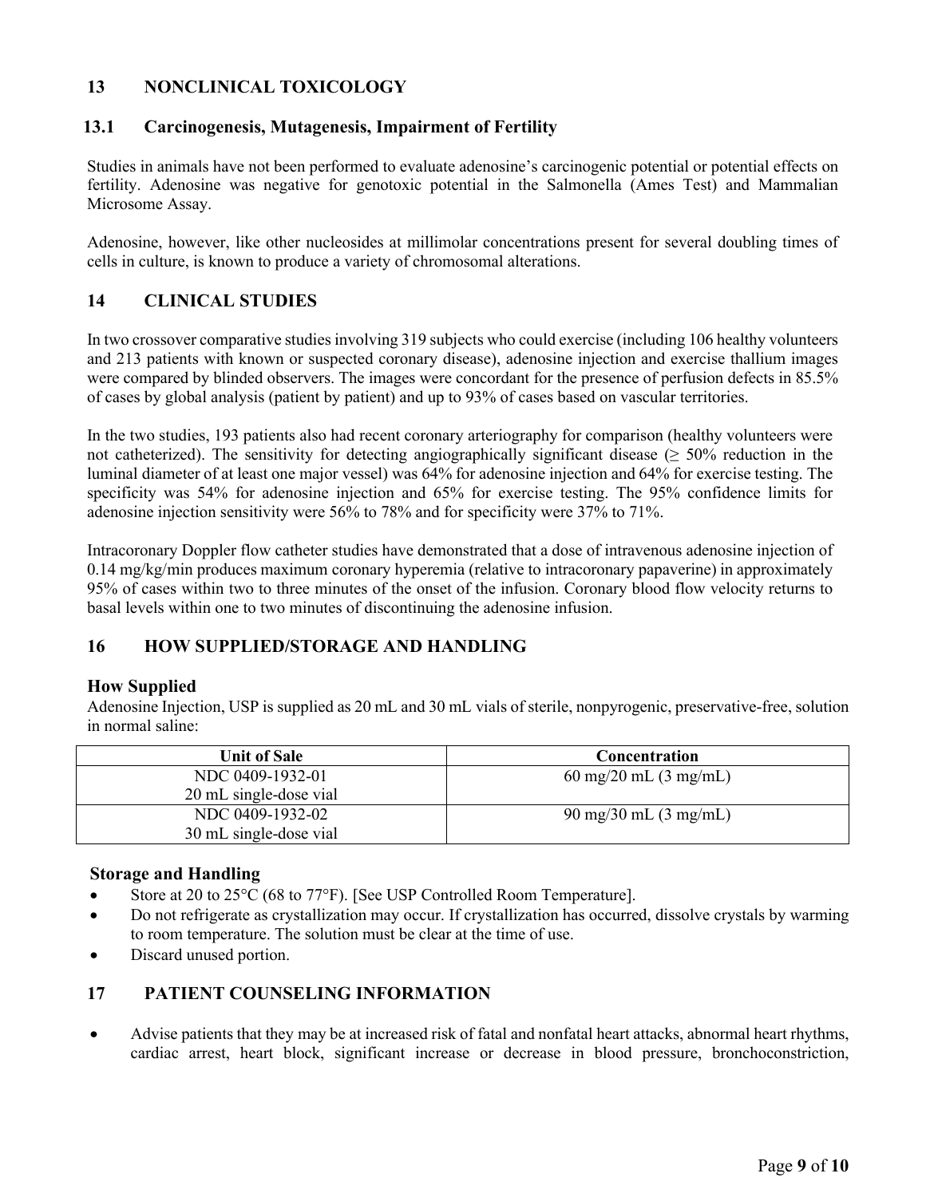## 13 NONCLINICAL TOXICOLOGY

### 13.1 Carcinogenesis, Mutagenesis, Impairment of Fertility

Studies in animals have not been performed to evaluate adenosine's carcinogenic potential or potential effects on fertility. Adenosine was negative for genotoxic potential in the Salmonella (Ames Test) and Mammalian Microsome Assay.

Adenosine, however, like other nucleosides at millimolar concentrations present for several doubling times of cells in culture, is known to produce a variety of chromosomal alterations.

## 14 CLINICAL STUDIES

In two crossover comparative studies involving 319 subjects who could exercise (including 106 healthy volunteers and 213 patients with known or suspected coronary disease), adenosine injection and exercise thallium images were compared by blinded observers. The images were concordant for the presence of perfusion defects in 85.5% of cases by global analysis (patient by patient) and up to 93% of cases based on vascular territories.

In the two studies, 193 patients also had recent coronary arteriography for comparison (healthy volunteers were not catheterized). The sensitivity for detecting angiographically significant disease (≥ 50% reduction in the luminal diameter of at least one major vessel) was 64% for adenosine injection and 64% for exercise testing. The specificity was 54% for adenosine injection and 65% for exercise testing. The 95% confidence limits for adenosine injection sensitivity were 56% to 78% and for specificity were 37% to 71%.

Intracoronary Doppler flow catheter studies have demonstrated that a dose of intravenous adenosine injection of 0.14 mg/kg/min produces maximum coronary hyperemia (relative to intracoronary papaverine) in approximately 95% of cases within two to three minutes of the onset of the infusion. Coronary blood flow velocity returns to basal levels within one to two minutes of discontinuing the adenosine infusion.

## 16 HOW SUPPLIED/STORAGE AND HANDLING

### How Supplied

Adenosine Injection, USP is supplied as 20 mL and 30 mL vials of sterile, nonpyrogenic, preservative-free, solution in normal saline:

| Unit of Sale | Concentration |
|---|---|
| NDC 0409-1932-01<br>20 mL single-dose vial | 60 mg/20 mL (3 mg/mL) |
| NDC 0409-1932-02<br>30 mL single-dose vial | 90 mg/30 mL (3 mg/mL) |

### Storage and Handling

- Store at 20 to 25°C (68 to 77°F). [See USP Controlled Room Temperature].
- Do not refrigerate as crystallization may occur. If crystallization has occurred, dissolve crystals by warming to room temperature. The solution must be clear at the time of use.
- Discard unused portion.

## 17 PATIENT COUNSELING INFORMATION

- Advise patients that they may be at increased risk of fatal and nonfatal heart attacks, abnormal heart rhythms, cardiac arrest, heart block, significant increase or decrease in blood pressure, bronchoconstriction,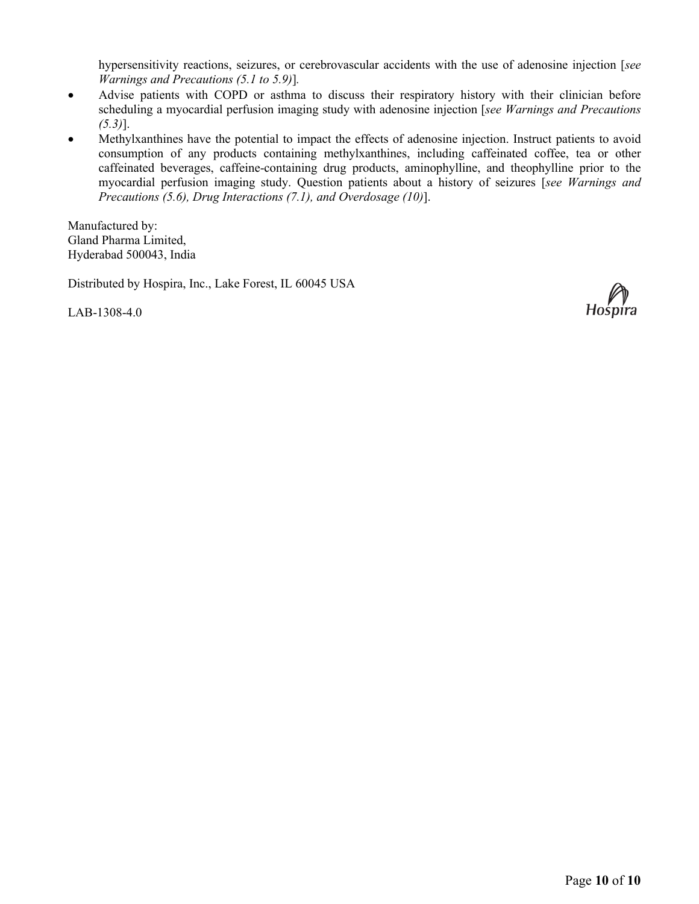hypersensitivity reactions, seizures, or cerebrovascular accidents with the use of adenosine injection [*see Warnings and Precautions (5.1 to 5.9)*].

- Advise patients with COPD or asthma to discuss their respiratory history with their clinician before scheduling a myocardial perfusion imaging study with adenosine injection [*see Warnings and Precautions (5.3)*].
- Methylxanthines have the potential to impact the effects of adenosine injection. Instruct patients to avoid consumption of any products containing methylxanthines, including caffeinated coffee, tea or other caffeinated beverages, caffeine-containing drug products, aminophylline, and theophylline prior to the myocardial perfusion imaging study. Question patients about a history of seizures [*see Warnings and Precautions (5.6), Drug Interactions (7.1), and Overdosage (10)*].

Manufactured by:
Gland Pharma Limited,
Hyderabad 500043, India

Distributed by Hospira, Inc., Lake Forest, IL 60045 USA

LAB-1308-4.0

Hospira